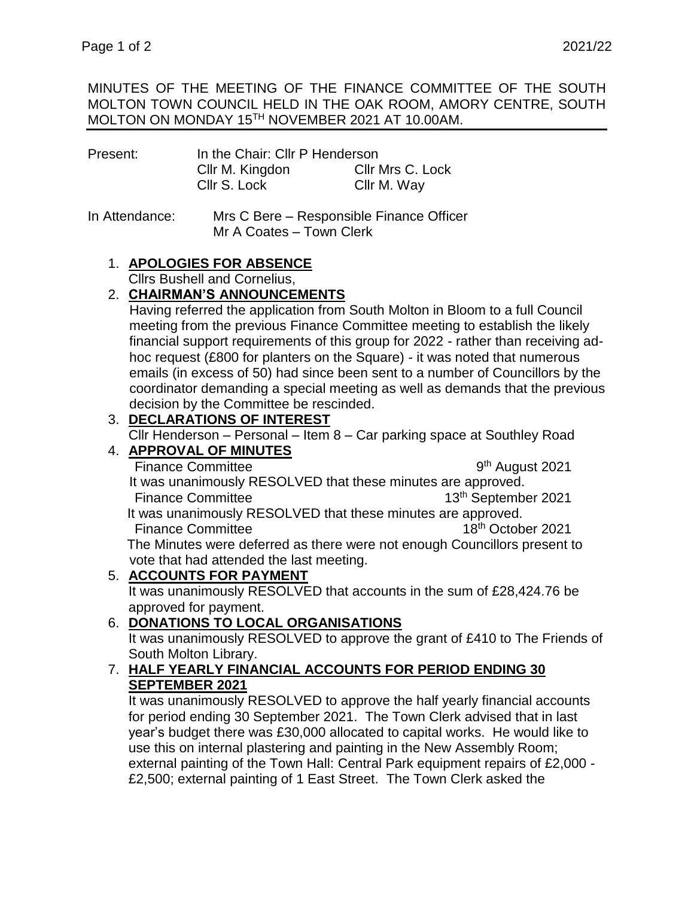MINUTES OF THE MEETING OF THE FINANCE COMMITTEE OF THE SOUTH MOLTON TOWN COUNCIL HELD IN THE OAK ROOM, AMORY CENTRE, SOUTH MOLTON ON MONDAY 15TH NOVEMBER 2021 AT 10.00AM.

Present: In the Chair: Cllr P Henderson
Cllr M. Kingdon, Cllr Mrs C. Lock
Cllr S. Lock, Cllr M. Way

In Attendance: Mrs C Bere – Responsible Finance Officer
Mr A Coates – Town Clerk

1. **APOLOGIES FOR ABSENCE**
   Cllrs Bushell and Cornelius,

2. **CHAIRMAN'S ANNOUNCEMENTS**
   Having referred the application from South Molton in Bloom to a full Council meeting from the previous Finance Committee meeting to establish the likely financial support requirements of this group for 2022 - rather than receiving ad-hoc request (£800 for planters on the Square) - it was noted that numerous emails (in excess of 50) had since been sent to a number of Councillors by the coordinator demanding a special meeting as well as demands that the previous decision by the Committee be rescinded.

3. **DECLARATIONS OF INTEREST**
   Cllr Henderson – Personal – Item 8 – Car parking space at Southley Road

4. **APPROVAL OF MINUTES**
   Finance Committee 9th August 2021
   It was unanimously RESOLVED that these minutes are approved.
   Finance Committee 13th September 2021
   It was unanimously RESOLVED that these minutes are approved.
   Finance Committee 18th October 2021
   The Minutes were deferred as there were not enough Councillors present to vote that had attended the last meeting.

5. **ACCOUNTS FOR PAYMENT**
   It was unanimously RESOLVED that accounts in the sum of £28,424.76 be approved for payment.

6. **DONATIONS TO LOCAL ORGANISATIONS**
   It was unanimously RESOLVED to approve the grant of £410 to The Friends of South Molton Library.

7. **HALF YEARLY FINANCIAL ACCOUNTS FOR PERIOD ENDING 30 SEPTEMBER 2021**
   It was unanimously RESOLVED to approve the half yearly financial accounts for period ending 30 September 2021. The Town Clerk advised that in last year's budget there was £30,000 allocated to capital works. He would like to use this on internal plastering and painting in the New Assembly Room; external painting of the Town Hall: Central Park equipment repairs of £2,000 - £2,500; external painting of 1 East Street. The Town Clerk asked the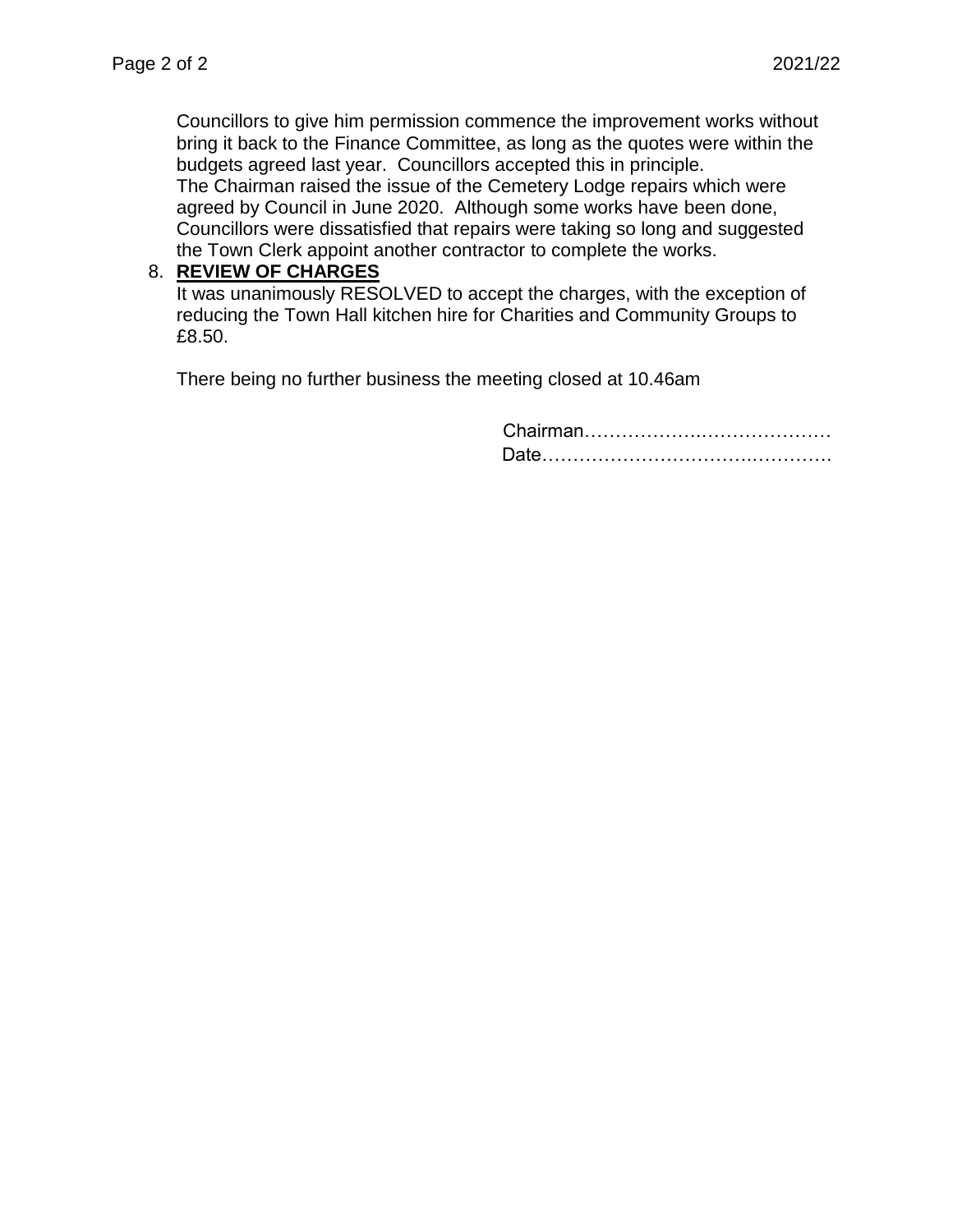Councillors to give him permission commence the improvement works without bring it back to the Finance Committee, as long as the quotes were within the budgets agreed last year. Councillors accepted this in principle.
The Chairman raised the issue of the Cemetery Lodge repairs which were agreed by Council in June 2020. Although some works have been done, Councillors were dissatisfied that repairs were taking so long and suggested the Town Clerk appoint another contractor to complete the works.

8. **REVIEW OF CHARGES**
   It was unanimously RESOLVED to accept the charges, with the exception of reducing the Town Hall kitchen hire for Charities and Community Groups to £8.50.

There being no further business the meeting closed at 10.46am

Chairman……………………………………
Date……………………………………….